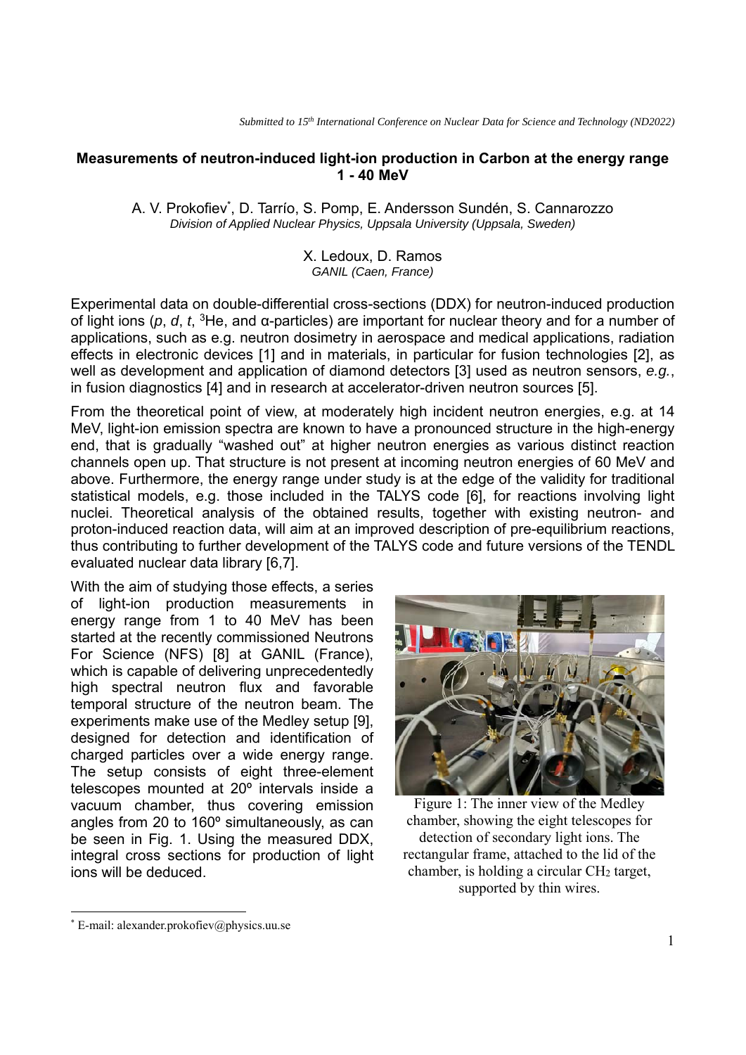*Submitted to 15th International Conference on Nuclear Data for Science and Technology (ND2022)*

# Measurements of neutron-induced light-ion production in Carbon at the energy range 1 - 40 MeV

A. V. Prokofiev[*], D. Tarrío, S. Pomp, E. Andersson Sundén, S. Cannarozzo
*Division of Applied Nuclear Physics, Uppsala University (Uppsala, Sweden)*

X. Ledoux, D. Ramos
*GANIL (Caen, France)*

Experimental data on double-differential cross-sections (DDX) for neutron-induced production of light ions (*p*, *d*, *t*, $^{3}$He, and α-particles) are important for nuclear theory and for a number of applications, such as e.g. neutron dosimetry in aerospace and medical applications, radiation effects in electronic devices [1] and in materials, in particular for fusion technologies [2], as well as development and application of diamond detectors [3] used as neutron sensors, *e.g.*, in fusion diagnostics [4] and in research at accelerator-driven neutron sources [5].

From the theoretical point of view, at moderately high incident neutron energies, e.g. at 14 MeV, light-ion emission spectra are known to have a pronounced structure in the high-energy end, that is gradually "washed out" at higher neutron energies as various distinct reaction channels open up. That structure is not present at incoming neutron energies of 60 MeV and above. Furthermore, the energy range under study is at the edge of the validity for traditional statistical models, e.g. those included in the TALYS code [6], for reactions involving light nuclei. Theoretical analysis of the obtained results, together with existing neutron- and proton-induced reaction data, will aim at an improved description of pre-equilibrium reactions, thus contributing to further development of the TALYS code and future versions of the TENDL evaluated nuclear data library [6,7].

With the aim of studying those effects, a series of light-ion production measurements in energy range from 1 to 40 MeV has been started at the recently commissioned Neutrons For Science (NFS) [8] at GANIL (France), which is capable of delivering unprecedentedly high spectral neutron flux and favorable temporal structure of the neutron beam. The experiments make use of the Medley setup [9], designed for detection and identification of charged particles over a wide energy range. The setup consists of eight three-element telescopes mounted at 20º intervals inside a vacuum chamber, thus covering emission angles from 20 to 160º simultaneously, as can be seen in Fig. 1. Using the measured DDX, integral cross sections for production of light ions will be deduced.

Figure 1: The inner view of the Medley chamber, showing the eight telescopes for detection of secondary light ions. The rectangular frame, attached to the lid of the chamber, is holding a circular $CH_2$ target, supported by thin wires.

[*] E-mail: alexander.prokofiev@physics.uu.se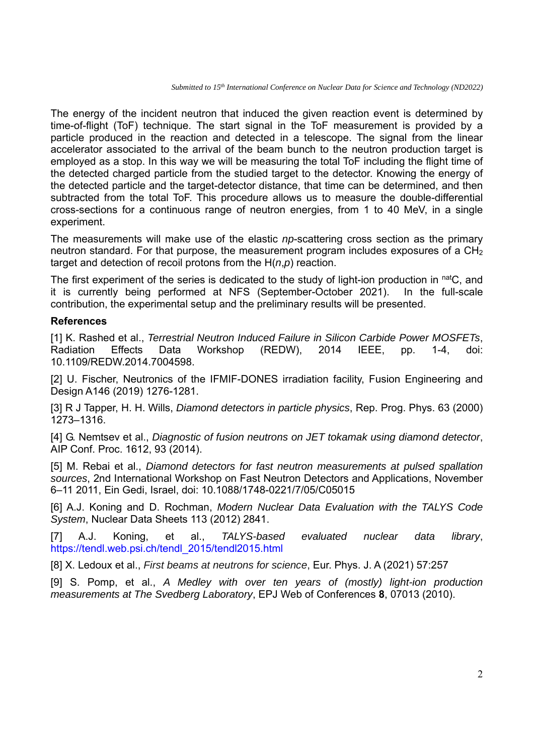The energy of the incident neutron that induced the given reaction event is determined by time-of-flight (ToF) technique. The start signal in the ToF measurement is provided by a particle produced in the reaction and detected in a telescope. The signal from the linear accelerator associated to the arrival of the beam bunch to the neutron production target is employed as a stop. In this way we will be measuring the total ToF including the flight time of the detected charged particle from the studied target to the detector. Knowing the energy of the detected particle and the target-detector distance, that time can be determined, and then subtracted from the total ToF. This procedure allows us to measure the double-differential cross-sections for a continuous range of neutron energies, from 1 to 40 MeV, in a single experiment.

The measurements will make use of the elastic *np*-scattering cross section as the primary neutron standard. For that purpose, the measurement program includes exposures of a $CH_2$ target and detection of recoil protons from the H(*n*,*p*) reaction.

The first experiment of the series is dedicated to the study of light-ion production in $^{nat}$C, and it is currently being performed at NFS (September-October 2021). In the full-scale contribution, the experimental setup and the preliminary results will be presented.

**References**

[1] K. Rashed et al., *Terrestrial Neutron Induced Failure in Silicon Carbide Power MOSFETs*, Radiation Effects Data Workshop (REDW), 2014 IEEE, pp. 1-4, doi: 10.1109/REDW.2014.7004598.

[2] U. Fischer, Neutronics of the IFMIF-DONES irradiation facility, Fusion Engineering and Design A146 (2019) 1276-1281.

[3] R J Tapper, H. H. Wills, *Diamond detectors in particle physics*, Rep. Prog. Phys. 63 (2000) 1273–1316.

[4] G. Nemtsev et al., *Diagnostic of fusion neutrons on JET tokamak using diamond detector*, AIP Conf. Proc. 1612, 93 (2014).

[5] M. Rebai et al., *Diamond detectors for fast neutron measurements at pulsed spallation sources*, 2nd International Workshop on Fast Neutron Detectors and Applications, November 6–11 2011, Ein Gedi, Israel, doi: 10.1088/1748-0221/7/05/C05015

[6] A.J. Koning and D. Rochman, *Modern Nuclear Data Evaluation with the TALYS Code System*, Nuclear Data Sheets 113 (2012) 2841.

[7] A.J. Koning, et al., *TALYS-based evaluated nuclear data library*, https://tendl.web.psi.ch/tendl_2015/tendl2015.html

[8] X. Ledoux et al., *First beams at neutrons for science*, Eur. Phys. J. A (2021) 57:257

[9] S. Pomp, et al., *A Medley with over ten years of (mostly) light-ion production measurements at The Svedberg Laboratory*, EPJ Web of Conferences **8**, 07013 (2010).